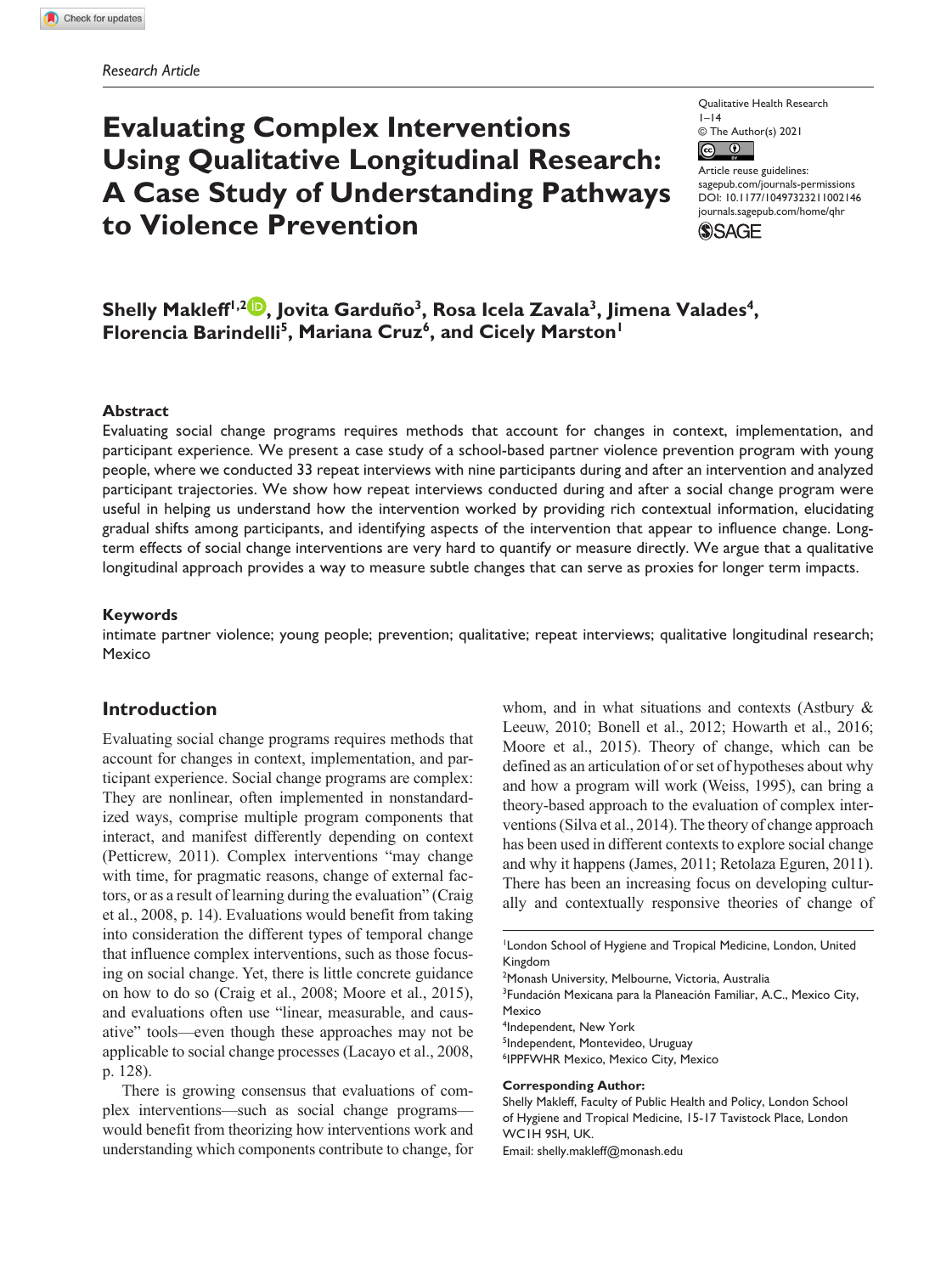Research Article

# Evaluating Complex Interventions Using Qualitative Longitudinal Research: A Case Study of Understanding Pathways to Violence Prevention

Qualitative Health Research
1–14
© The Author(s) 2021
Article reuse guidelines: sagepub.com/journals-permissions
DOI: 10.1177/10497323211002146
journals.sagepub.com/home/qhr

**Shelly Makleff[1,2], Jovita Garduño[3], Rosa Icela Zavala[3], Jimena Valades[4], Florencia Barindelli[5], Mariana Cruz[6], and Cicely Marston[1]**

## Abstract

Evaluating social change programs requires methods that account for changes in context, implementation, and participant experience. We present a case study of a school-based partner violence prevention program with young people, where we conducted 33 repeat interviews with nine participants during and after an intervention and analyzed participant trajectories. We show how repeat interviews conducted during and after a social change program were useful in helping us understand how the intervention worked by providing rich contextual information, elucidating gradual shifts among participants, and identifying aspects of the intervention that appear to influence change. Long-term effects of social change interventions are very hard to quantify or measure directly. We argue that a qualitative longitudinal approach provides a way to measure subtle changes that can serve as proxies for longer term impacts.

## Keywords

intimate partner violence; young people; prevention; qualitative; repeat interviews; qualitative longitudinal research; Mexico

## Introduction

Evaluating social change programs requires methods that account for changes in context, implementation, and participant experience. Social change programs are complex: They are nonlinear, often implemented in nonstandardized ways, comprise multiple program components that interact, and manifest differently depending on context (Petticrew, 2011). Complex interventions "may change with time, for pragmatic reasons, change of external factors, or as a result of learning during the evaluation" (Craig et al., 2008, p. 14). Evaluations would benefit from taking into consideration the different types of temporal change that influence complex interventions, such as those focusing on social change. Yet, there is little concrete guidance on how to do so (Craig et al., 2008; Moore et al., 2015), and evaluations often use "linear, measurable, and causative" tools—even though these approaches may not be applicable to social change processes (Lacayo et al., 2008, p. 128).

There is growing consensus that evaluations of complex interventions—such as social change programs—would benefit from theorizing how interventions work and understanding which components contribute to change, for whom, and in what situations and contexts (Astbury & Leeuw, 2010; Bonell et al., 2012; Howarth et al., 2016; Moore et al., 2015). Theory of change, which can be defined as an articulation of or set of hypotheses about why and how a program will work (Weiss, 1995), can bring a theory-based approach to the evaluation of complex interventions (Silva et al., 2014). The theory of change approach has been used in different contexts to explore social change and why it happens (James, 2011; Retolaza Eguren, 2011). There has been an increasing focus on developing culturally and contextually responsive theories of change of

[1]London School of Hygiene and Tropical Medicine, London, United Kingdom
[2]Monash University, Melbourne, Victoria, Australia
[3]Fundación Mexicana para la Planeación Familiar, A.C., Mexico City, Mexico
[4]Independent, New York
[5]Independent, Montevideo, Uruguay
[6]IPPFWHR Mexico, Mexico City, Mexico

**Corresponding Author:**
Shelly Makleff, Faculty of Public Health and Policy, London School of Hygiene and Tropical Medicine, 15-17 Tavistock Place, London WC1H 9SH, UK.
Email: shelly.makleff@monash.edu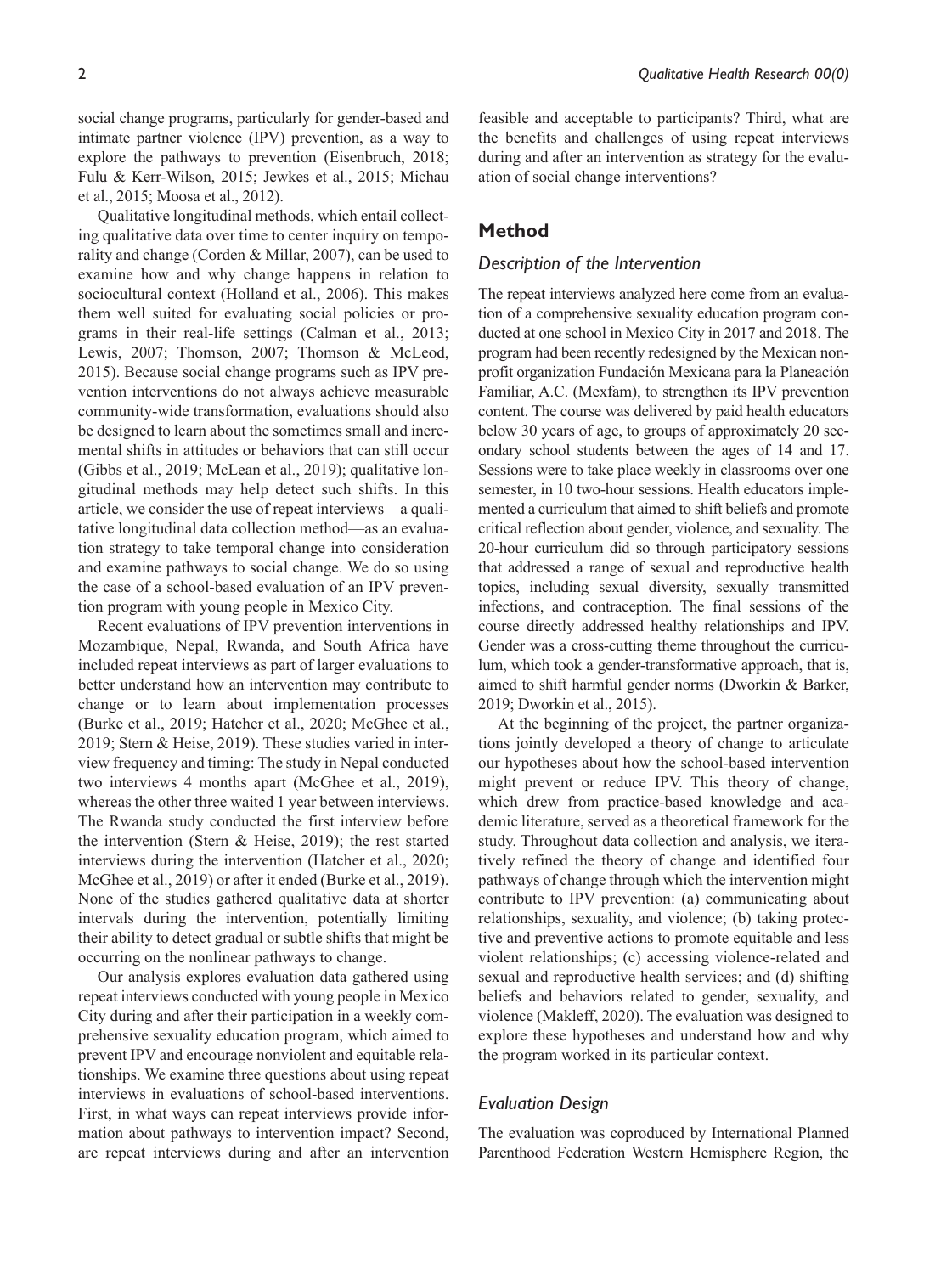social change programs, particularly for gender-based and intimate partner violence (IPV) prevention, as a way to explore the pathways to prevention (Eisenbruch, 2018; Fulu & Kerr-Wilson, 2015; Jewkes et al., 2015; Michau et al., 2015; Moosa et al., 2012).

Qualitative longitudinal methods, which entail collecting qualitative data over time to center inquiry on temporality and change (Corden & Millar, 2007), can be used to examine how and why change happens in relation to sociocultural context (Holland et al., 2006). This makes them well suited for evaluating social policies or programs in their real-life settings (Calman et al., 2013; Lewis, 2007; Thomson, 2007; Thomson & McLeod, 2015). Because social change programs such as IPV prevention interventions do not always achieve measurable community-wide transformation, evaluations should also be designed to learn about the sometimes small and incremental shifts in attitudes or behaviors that can still occur (Gibbs et al., 2019; McLean et al., 2019); qualitative longitudinal methods may help detect such shifts. In this article, we consider the use of repeat interviews—a qualitative longitudinal data collection method—as an evaluation strategy to take temporal change into consideration and examine pathways to social change. We do so using the case of a school-based evaluation of an IPV prevention program with young people in Mexico City.

Recent evaluations of IPV prevention interventions in Mozambique, Nepal, Rwanda, and South Africa have included repeat interviews as part of larger evaluations to better understand how an intervention may contribute to change or to learn about implementation processes (Burke et al., 2019; Hatcher et al., 2020; McGhee et al., 2019; Stern & Heise, 2019). These studies varied in interview frequency and timing: The study in Nepal conducted two interviews 4 months apart (McGhee et al., 2019), whereas the other three waited 1 year between interviews. The Rwanda study conducted the first interview before the intervention (Stern & Heise, 2019); the rest started interviews during the intervention (Hatcher et al., 2020; McGhee et al., 2019) or after it ended (Burke et al., 2019). None of the studies gathered qualitative data at shorter intervals during the intervention, potentially limiting their ability to detect gradual or subtle shifts that might be occurring on the nonlinear pathways to change.

Our analysis explores evaluation data gathered using repeat interviews conducted with young people in Mexico City during and after their participation in a weekly comprehensive sexuality education program, which aimed to prevent IPV and encourage nonviolent and equitable relationships. We examine three questions about using repeat interviews in evaluations of school-based interventions. First, in what ways can repeat interviews provide information about pathways to intervention impact? Second, are repeat interviews during and after an intervention feasible and acceptable to participants? Third, what are the benefits and challenges of using repeat interviews during and after an intervention as strategy for the evaluation of social change interventions?

## Method

### *Description of the Intervention*

The repeat interviews analyzed here come from an evaluation of a comprehensive sexuality education program conducted at one school in Mexico City in 2017 and 2018. The program had been recently redesigned by the Mexican nonprofit organization Fundación Mexicana para la Planeación Familiar, A.C. (Mexfam), to strengthen its IPV prevention content. The course was delivered by paid health educators below 30 years of age, to groups of approximately 20 secondary school students between the ages of 14 and 17. Sessions were to take place weekly in classrooms over one semester, in 10 two-hour sessions. Health educators implemented a curriculum that aimed to shift beliefs and promote critical reflection about gender, violence, and sexuality. The 20-hour curriculum did so through participatory sessions that addressed a range of sexual and reproductive health topics, including sexual diversity, sexually transmitted infections, and contraception. The final sessions of the course directly addressed healthy relationships and IPV. Gender was a cross-cutting theme throughout the curriculum, which took a gender-transformative approach, that is, aimed to shift harmful gender norms (Dworkin & Barker, 2019; Dworkin et al., 2015).

At the beginning of the project, the partner organizations jointly developed a theory of change to articulate our hypotheses about how the school-based intervention might prevent or reduce IPV. This theory of change, which drew from practice-based knowledge and academic literature, served as a theoretical framework for the study. Throughout data collection and analysis, we iteratively refined the theory of change and identified four pathways of change through which the intervention might contribute to IPV prevention: (a) communicating about relationships, sexuality, and violence; (b) taking protective and preventive actions to promote equitable and less violent relationships; (c) accessing violence-related and sexual and reproductive health services; and (d) shifting beliefs and behaviors related to gender, sexuality, and violence (Makleff, 2020). The evaluation was designed to explore these hypotheses and understand how and why the program worked in its particular context.

### *Evaluation Design*

The evaluation was coproduced by International Planned Parenthood Federation Western Hemisphere Region, the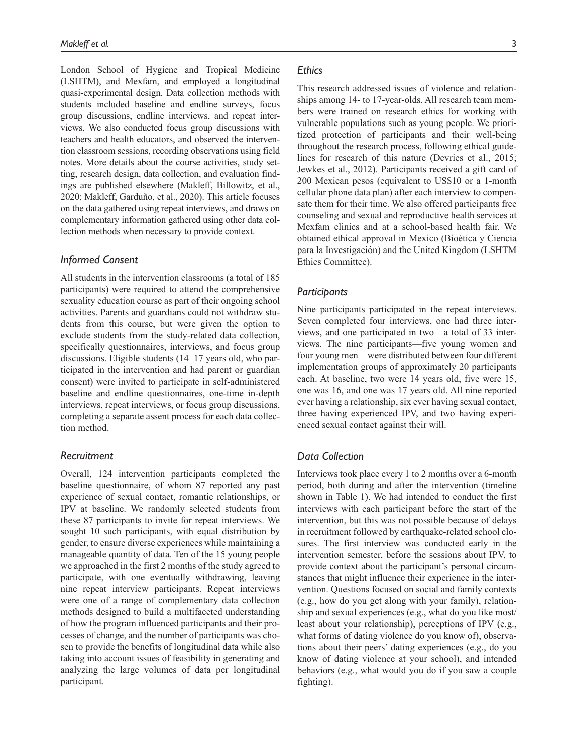London School of Hygiene and Tropical Medicine (LSHTM), and Mexfam, and employed a longitudinal quasi-experimental design. Data collection methods with students included baseline and endline surveys, focus group discussions, endline interviews, and repeat interviews. We also conducted focus group discussions with teachers and health educators, and observed the intervention classroom sessions, recording observations using field notes. More details about the course activities, study setting, research design, data collection, and evaluation findings are published elsewhere (Makleff, Billowitz, et al., 2020; Makleff, Garduño, et al., 2020). This article focuses on the data gathered using repeat interviews, and draws on complementary information gathered using other data collection methods when necessary to provide context.

### *Informed Consent*

All students in the intervention classrooms (a total of 185 participants) were required to attend the comprehensive sexuality education course as part of their ongoing school activities. Parents and guardians could not withdraw students from this course, but were given the option to exclude students from the study-related data collection, specifically questionnaires, interviews, and focus group discussions. Eligible students (14–17 years old, who participated in the intervention and had parent or guardian consent) were invited to participate in self-administered baseline and endline questionnaires, one-time in-depth interviews, repeat interviews, or focus group discussions, completing a separate assent process for each data collection method.

### *Recruitment*

Overall, 124 intervention participants completed the baseline questionnaire, of whom 87 reported any past experience of sexual contact, romantic relationships, or IPV at baseline. We randomly selected students from these 87 participants to invite for repeat interviews. We sought 10 such participants, with equal distribution by gender, to ensure diverse experiences while maintaining a manageable quantity of data. Ten of the 15 young people we approached in the first 2 months of the study agreed to participate, with one eventually withdrawing, leaving nine repeat interview participants. Repeat interviews were one of a range of complementary data collection methods designed to build a multifaceted understanding of how the program influenced participants and their processes of change, and the number of participants was chosen to provide the benefits of longitudinal data while also taking into account issues of feasibility in generating and analyzing the large volumes of data per longitudinal participant.

### *Ethics*

This research addressed issues of violence and relationships among 14- to 17-year-olds. All research team members were trained on research ethics for working with vulnerable populations such as young people. We prioritized protection of participants and their well-being throughout the research process, following ethical guidelines for research of this nature (Devries et al., 2015; Jewkes et al., 2012). Participants received a gift card of 200 Mexican pesos (equivalent to US$10 or a 1-month cellular phone data plan) after each interview to compensate them for their time. We also offered participants free counseling and sexual and reproductive health services at Mexfam clinics and at a school-based health fair. We obtained ethical approval in Mexico (Bioética y Ciencia para la Investigación) and the United Kingdom (LSHTM Ethics Committee).

### *Participants*

Nine participants participated in the repeat interviews. Seven completed four interviews, one had three interviews, and one participated in two—a total of 33 interviews. The nine participants—five young women and four young men—were distributed between four different implementation groups of approximately 20 participants each. At baseline, two were 14 years old, five were 15, one was 16, and one was 17 years old. All nine reported ever having a relationship, six ever having sexual contact, three having experienced IPV, and two having experienced sexual contact against their will.

### *Data Collection*

Interviews took place every 1 to 2 months over a 6-month period, both during and after the intervention (timeline shown in Table 1). We had intended to conduct the first interviews with each participant before the start of the intervention, but this was not possible because of delays in recruitment followed by earthquake-related school closures. The first interview was conducted early in the intervention semester, before the sessions about IPV, to provide context about the participant's personal circumstances that might influence their experience in the intervention. Questions focused on social and family contexts (e.g., how do you get along with your family), relationship and sexual experiences (e.g., what do you like most/least about your relationship), perceptions of IPV (e.g., what forms of dating violence do you know of), observations about their peers' dating experiences (e.g., do you know of dating violence at your school), and intended behaviors (e.g., what would you do if you saw a couple fighting).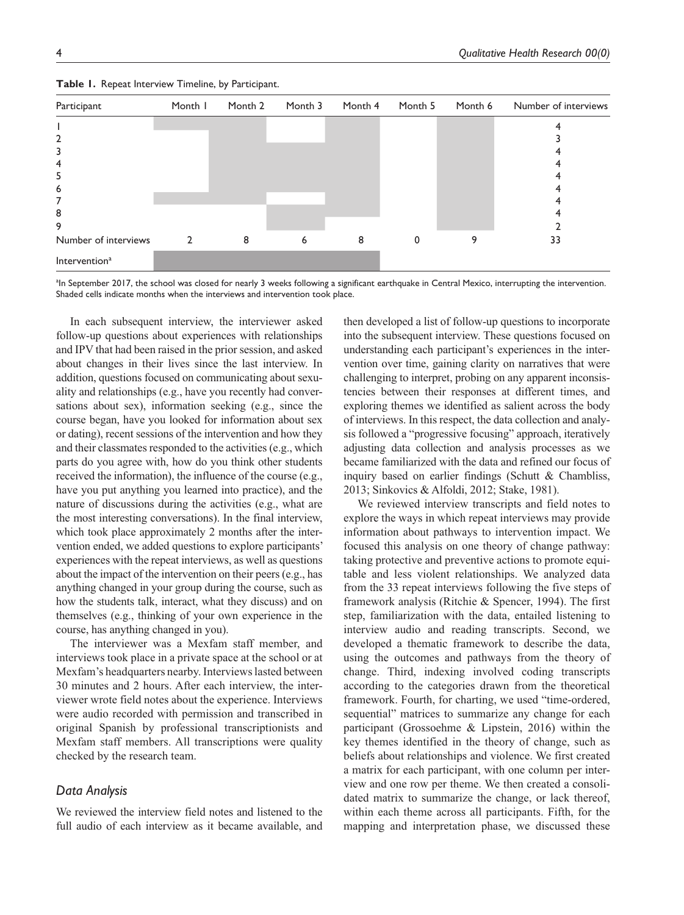**Table 1.** Repeat Interview Timeline, by Participant.

| Participant | Month 1 | Month 2 | Month 3 | Month 4 | Month 5 | Month 6 | Number of interviews |
|---|---|---|---|---|---|---|---|
| 1 | ■ | ■ | | ■ | | ■ | 4 |
| 2 | | ■ | | ■ | | ■ | 3 |
| 3 | | ■ | ■ | ■ | | ■ | 4 |
| 4 | | ■ | ■ | ■ | | ■ | 4 |
| 5 | | ■ | ■ | ■ | | ■ | 4 |
| 6 | | ■ | ■ | ■ | | ■ | 4 |
| 7 | ■ | ■ | | ■ | | ■ | 4 |
| 8 | | ■ | ■ | ■ | | ■ | 4 |
| 9 | | | ■ | | | ■ | 2 |
| Number of interviews | 2 | 8 | 6 | 8 | 0 | 9 | 33 |
| Intervention[a] | ■ | ■ | ■ | ■ | | | |

[a]In September 2017, the school was closed for nearly 3 weeks following a significant earthquake in Central Mexico, interrupting the intervention. Shaded cells indicate months when the interviews and intervention took place.

In each subsequent interview, the interviewer asked follow-up questions about experiences with relationships and IPV that had been raised in the prior session, and asked about changes in their lives since the last interview. In addition, questions focused on communicating about sexuality and relationships (e.g., have you recently had conversations about sex), information seeking (e.g., since the course began, have you looked for information about sex or dating), recent sessions of the intervention and how they and their classmates responded to the activities (e.g., which parts do you agree with, how do you think other students received the information), the influence of the course (e.g., have you put anything you learned into practice), and the nature of discussions during the activities (e.g., what are the most interesting conversations). In the final interview, which took place approximately 2 months after the intervention ended, we added questions to explore participants' experiences with the repeat interviews, as well as questions about the impact of the intervention on their peers (e.g., has anything changed in your group during the course, such as how the students talk, interact, what they discuss) and on themselves (e.g., thinking of your own experience in the course, has anything changed in you).

The interviewer was a Mexfam staff member, and interviews took place in a private space at the school or at Mexfam's headquarters nearby. Interviews lasted between 30 minutes and 2 hours. After each interview, the interviewer wrote field notes about the experience. Interviews were audio recorded with permission and transcribed in original Spanish by professional transcriptionists and Mexfam staff members. All transcriptions were quality checked by the research team.

## *Data Analysis*

We reviewed the interview field notes and listened to the full audio of each interview as it became available, and then developed a list of follow-up questions to incorporate into the subsequent interview. These questions focused on understanding each participant's experiences in the intervention over time, gaining clarity on narratives that were challenging to interpret, probing on any apparent inconsistencies between their responses at different times, and exploring themes we identified as salient across the body of interviews. In this respect, the data collection and analysis followed a "progressive focusing" approach, iteratively adjusting data collection and analysis processes as we became familiarized with the data and refined our focus of inquiry based on earlier findings (Schutt & Chambliss, 2013; Sinkovics & Alfoldi, 2012; Stake, 1981).

We reviewed interview transcripts and field notes to explore the ways in which repeat interviews may provide information about pathways to intervention impact. We focused this analysis on one theory of change pathway: taking protective and preventive actions to promote equitable and less violent relationships. We analyzed data from the 33 repeat interviews following the five steps of framework analysis (Ritchie & Spencer, 1994). The first step, familiarization with the data, entailed listening to interview audio and reading transcripts. Second, we developed a thematic framework to describe the data, using the outcomes and pathways from the theory of change. Third, indexing involved coding transcripts according to the categories drawn from the theoretical framework. Fourth, for charting, we used "time-ordered, sequential" matrices to summarize any change for each participant (Grossoehme & Lipstein, 2016) within the key themes identified in the theory of change, such as beliefs about relationships and violence. We first created a matrix for each participant, with one column per interview and one row per theme. We then created a consolidated matrix to summarize the change, or lack thereof, within each theme across all participants. Fifth, for the mapping and interpretation phase, we discussed these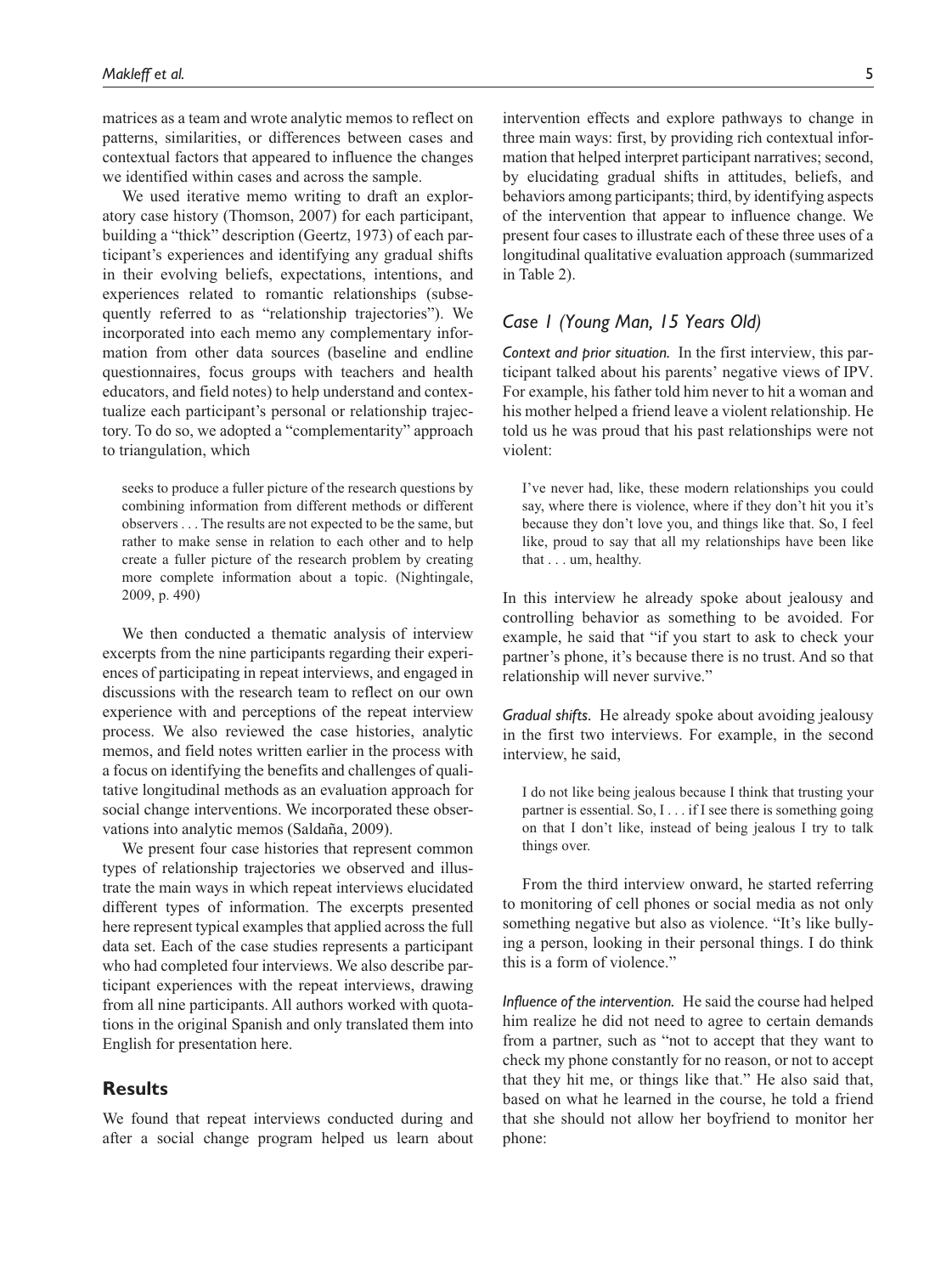matrices as a team and wrote analytic memos to reflect on patterns, similarities, or differences between cases and contextual factors that appeared to influence the changes we identified within cases and across the sample.

We used iterative memo writing to draft an exploratory case history (Thomson, 2007) for each participant, building a "thick" description (Geertz, 1973) of each participant's experiences and identifying any gradual shifts in their evolving beliefs, expectations, intentions, and experiences related to romantic relationships (subsequently referred to as "relationship trajectories"). We incorporated into each memo any complementary information from other data sources (baseline and endline questionnaires, focus groups with teachers and health educators, and field notes) to help understand and contextualize each participant's personal or relationship trajectory. To do so, we adopted a "complementarity" approach to triangulation, which

> seeks to produce a fuller picture of the research questions by combining information from different methods or different observers . . . The results are not expected to be the same, but rather to make sense in relation to each other and to help create a fuller picture of the research problem by creating more complete information about a topic. (Nightingale, 2009, p. 490)

We then conducted a thematic analysis of interview excerpts from the nine participants regarding their experiences of participating in repeat interviews, and engaged in discussions with the research team to reflect on our own experience with and perceptions of the repeat interview process. We also reviewed the case histories, analytic memos, and field notes written earlier in the process with a focus on identifying the benefits and challenges of qualitative longitudinal methods as an evaluation approach for social change interventions. We incorporated these observations into analytic memos (Saldaña, 2009).

We present four case histories that represent common types of relationship trajectories we observed and illustrate the main ways in which repeat interviews elucidated different types of information. The excerpts presented here represent typical examples that applied across the full data set. Each of the case studies represents a participant who had completed four interviews. We also describe participant experiences with the repeat interviews, drawing from all nine participants. All authors worked with quotations in the original Spanish and only translated them into English for presentation here.

## Results

We found that repeat interviews conducted during and after a social change program helped us learn about intervention effects and explore pathways to change in three main ways: first, by providing rich contextual information that helped interpret participant narratives; second, by elucidating gradual shifts in attitudes, beliefs, and behaviors among participants; third, by identifying aspects of the intervention that appear to influence change. We present four cases to illustrate each of these three uses of a longitudinal qualitative evaluation approach (summarized in Table 2).

### Case 1 (Young Man, 15 Years Old)

*Context and prior situation.* In the first interview, this participant talked about his parents' negative views of IPV. For example, his father told him never to hit a woman and his mother helped a friend leave a violent relationship. He told us he was proud that his past relationships were not violent:

> I've never had, like, these modern relationships you could say, where there is violence, where if they don't hit you it's because they don't love you, and things like that. So, I feel like, proud to say that all my relationships have been like that . . . um, healthy.

In this interview he already spoke about jealousy and controlling behavior as something to be avoided. For example, he said that "if you start to ask to check your partner's phone, it's because there is no trust. And so that relationship will never survive."

*Gradual shifts.* He already spoke about avoiding jealousy in the first two interviews. For example, in the second interview, he said,

> I do not like being jealous because I think that trusting your partner is essential. So, I . . . if I see there is something going on that I don't like, instead of being jealous I try to talk things over.

From the third interview onward, he started referring to monitoring of cell phones or social media as not only something negative but also as violence. "It's like bullying a person, looking in their personal things. I do think this is a form of violence."

*Influence of the intervention.* He said the course had helped him realize he did not need to agree to certain demands from a partner, such as "not to accept that they want to check my phone constantly for no reason, or not to accept that they hit me, or things like that." He also said that, based on what he learned in the course, he told a friend that she should not allow her boyfriend to monitor her phone: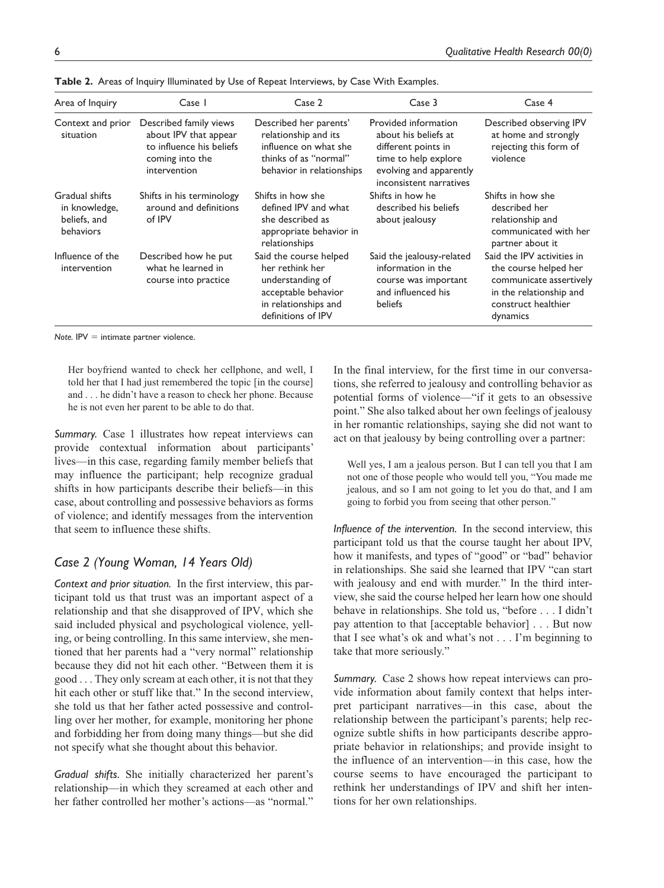**Table 2.** Areas of Inquiry Illuminated by Use of Repeat Interviews, by Case With Examples.

| Area of Inquiry | Case 1 | Case 2 | Case 3 | Case 4 |
|---|---|---|---|---|
| Context and prior situation | Described family views about IPV that appear to influence his beliefs coming into the intervention | Described her parents' relationship and its influence on what she thinks of as "normal" behavior in relationships | Provided information about his beliefs at different points in time to help explore evolving and apparently inconsistent narratives | Described observing IPV at home and strongly rejecting this form of violence |
| Gradual shifts in knowledge, beliefs, and behaviors | Shifts in his terminology around and definitions of IPV | Shifts in how she defined IPV and what she described as appropriate behavior in relationships | Shifts in how he described his beliefs about jealousy | Shifts in how she described her relationship and communicated with her partner about it |
| Influence of the intervention | Described how he put what he learned in course into practice | Said the course helped her rethink her understanding of acceptable behavior in relationships and definitions of IPV | Said the jealousy-related information in the course was important and influenced his beliefs | Said the IPV activities in the course helped her communicate assertively in the relationship and construct healthier dynamics |

*Note.* IPV = intimate partner violence.

> Her boyfriend wanted to check her cellphone, and well, I told her that I had just remembered the topic [in the course] and . . . he didn't have a reason to check her phone. Because he is not even her parent to be able to do that.

*Summary.* Case 1 illustrates how repeat interviews can provide contextual information about participants' lives—in this case, regarding family member beliefs that may influence the participant; help recognize gradual shifts in how participants describe their beliefs—in this case, about controlling and possessive behaviors as forms of violence; and identify messages from the intervention that seem to influence these shifts.

## *Case 2 (Young Woman, 14 Years Old)*

*Context and prior situation.* In the first interview, this participant told us that trust was an important aspect of a relationship and that she disapproved of IPV, which she said included physical and psychological violence, yelling, or being controlling. In this same interview, she mentioned that her parents had a "very normal" relationship because they did not hit each other. "Between them it is good . . . They only scream at each other, it is not that they hit each other or stuff like that." In the second interview, she told us that her father acted possessive and controlling over her mother, for example, monitoring her phone and forbidding her from doing many things—but she did not specify what she thought about this behavior.

*Gradual shifts.* She initially characterized her parent's relationship—in which they screamed at each other and her father controlled her mother's actions—as "normal." In the final interview, for the first time in our conversations, she referred to jealousy and controlling behavior as potential forms of violence—"if it gets to an obsessive point." She also talked about her own feelings of jealousy in her romantic relationships, saying she did not want to act on that jealousy by being controlling over a partner:

> Well yes, I am a jealous person. But I can tell you that I am not one of those people who would tell you, "You made me jealous, and so I am not going to let you do that, and I am going to forbid you from seeing that other person."

*Influence of the intervention.* In the second interview, this participant told us that the course taught her about IPV, how it manifests, and types of "good" or "bad" behavior in relationships. She said she learned that IPV "can start with jealousy and end with murder." In the third interview, she said the course helped her learn how one should behave in relationships. She told us, "before . . . I didn't pay attention to that [acceptable behavior] . . . But now that I see what's ok and what's not . . . I'm beginning to take that more seriously."

*Summary.* Case 2 shows how repeat interviews can provide information about family context that helps interpret participant narratives—in this case, about the relationship between the participant's parents; help recognize subtle shifts in how participants describe appropriate behavior in relationships; and provide insight to the influence of an intervention—in this case, how the course seems to have encouraged the participant to rethink her understandings of IPV and shift her intentions for her own relationships.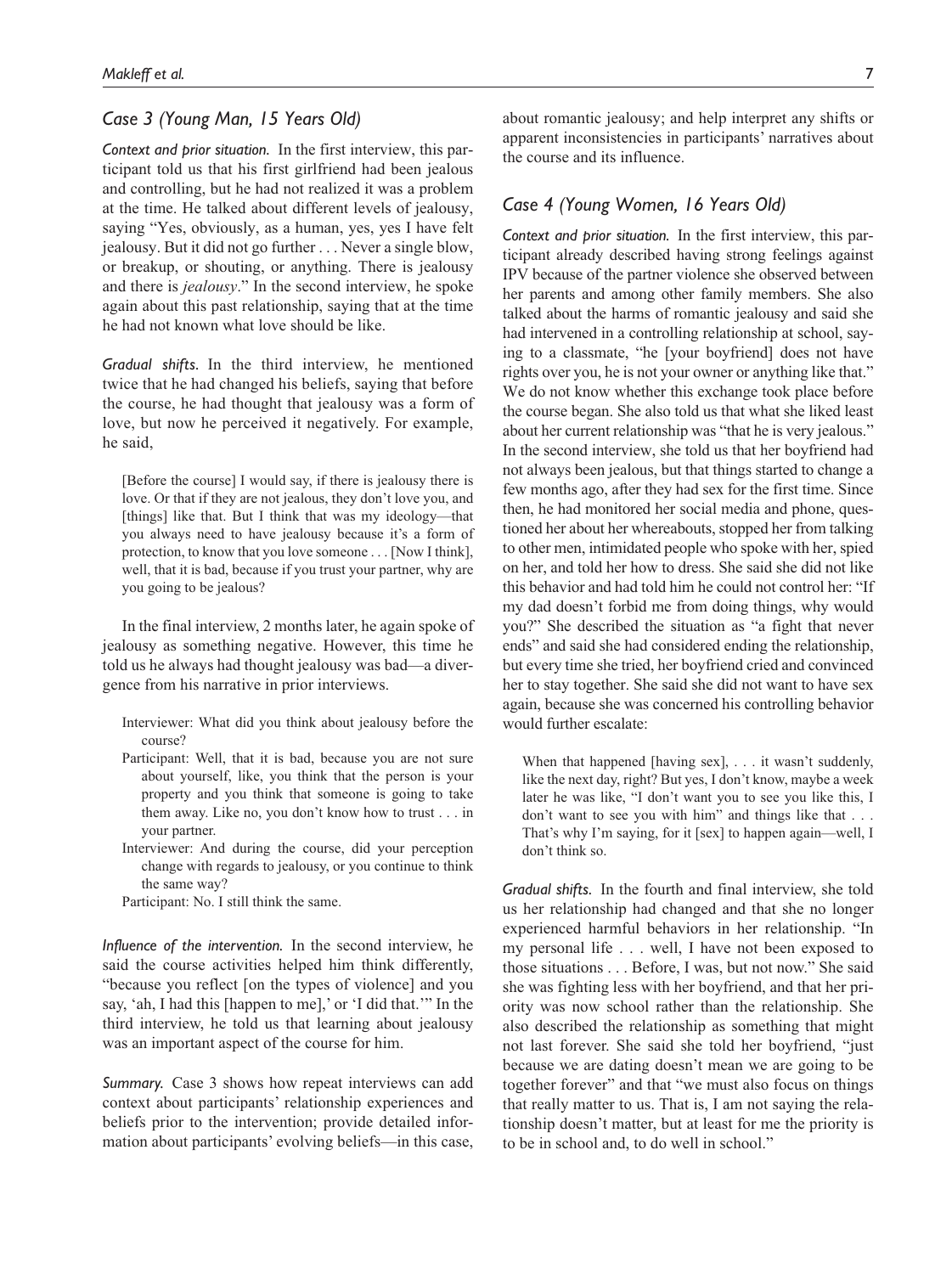## Case 3 (Young Man, 15 Years Old)

*Context and prior situation.* In the first interview, this participant told us that his first girlfriend had been jealous and controlling, but he had not realized it was a problem at the time. He talked about different levels of jealousy, saying "Yes, obviously, as a human, yes, yes I have felt jealousy. But it did not go further . . . Never a single blow, or breakup, or shouting, or anything. There is jealousy and there is *jealousy*." In the second interview, he spoke again about this past relationship, saying that at the time he had not known what love should be like.

*Gradual shifts.* In the third interview, he mentioned twice that he had changed his beliefs, saying that before the course, he had thought that jealousy was a form of love, but now he perceived it negatively. For example, he said,

> [Before the course] I would say, if there is jealousy there is love. Or that if they are not jealous, they don't love you, and [things] like that. But I think that was my ideology—that you always need to have jealousy because it's a form of protection, to know that you love someone . . . [Now I think], well, that it is bad, because if you trust your partner, why are you going to be jealous?

In the final interview, 2 months later, he again spoke of jealousy as something negative. However, this time he told us he always had thought jealousy was bad—a divergence from his narrative in prior interviews.

> Interviewer: What did you think about jealousy before the course?
>
> Participant: Well, that it is bad, because you are not sure about yourself, like, you think that the person is your property and you think that someone is going to take them away. Like no, you don't know how to trust . . . in your partner.
>
> Interviewer: And during the course, did your perception change with regards to jealousy, or you continue to think the same way?
>
> Participant: No. I still think the same.

*Influence of the intervention.* In the second interview, he said the course activities helped him think differently, "because you reflect [on the types of violence] and you say, 'ah, I had this [happen to me],' or 'I did that.'" In the third interview, he told us that learning about jealousy was an important aspect of the course for him.

*Summary.* Case 3 shows how repeat interviews can add context about participants' relationship experiences and beliefs prior to the intervention; provide detailed information about participants' evolving beliefs—in this case, about romantic jealousy; and help interpret any shifts or apparent inconsistencies in participants' narratives about the course and its influence.

## Case 4 (Young Women, 16 Years Old)

*Context and prior situation.* In the first interview, this participant already described having strong feelings against IPV because of the partner violence she observed between her parents and among other family members. She also talked about the harms of romantic jealousy and said she had intervened in a controlling relationship at school, saying to a classmate, "he [your boyfriend] does not have rights over you, he is not your owner or anything like that." We do not know whether this exchange took place before the course began. She also told us that what she liked least about her current relationship was "that he is very jealous." In the second interview, she told us that her boyfriend had not always been jealous, but that things started to change a few months ago, after they had sex for the first time. Since then, he had monitored her social media and phone, questioned her about her whereabouts, stopped her from talking to other men, intimidated people who spoke with her, spied on her, and told her how to dress. She said she did not like this behavior and had told him he could not control her: "If my dad doesn't forbid me from doing things, why would you?" She described the situation as "a fight that never ends" and said she had considered ending the relationship, but every time she tried, her boyfriend cried and convinced her to stay together. She said she did not want to have sex again, because she was concerned his controlling behavior would further escalate:

> When that happened [having sex], . . . it wasn't suddenly, like the next day, right? But yes, I don't know, maybe a week later he was like, "I don't want you to see you like this, I don't want to see you with him" and things like that . . . That's why I'm saying, for it [sex] to happen again—well, I don't think so.

*Gradual shifts.* In the fourth and final interview, she told us her relationship had changed and that she no longer experienced harmful behaviors in her relationship. "In my personal life . . . well, I have not been exposed to those situations . . . Before, I was, but not now." She said she was fighting less with her boyfriend, and that her priority was now school rather than the relationship. She also described the relationship as something that might not last forever. She said she told her boyfriend, "just because we are dating doesn't mean we are going to be together forever" and that "we must also focus on things that really matter to us. That is, I am not saying the relationship doesn't matter, but at least for me the priority is to be in school and, to do well in school."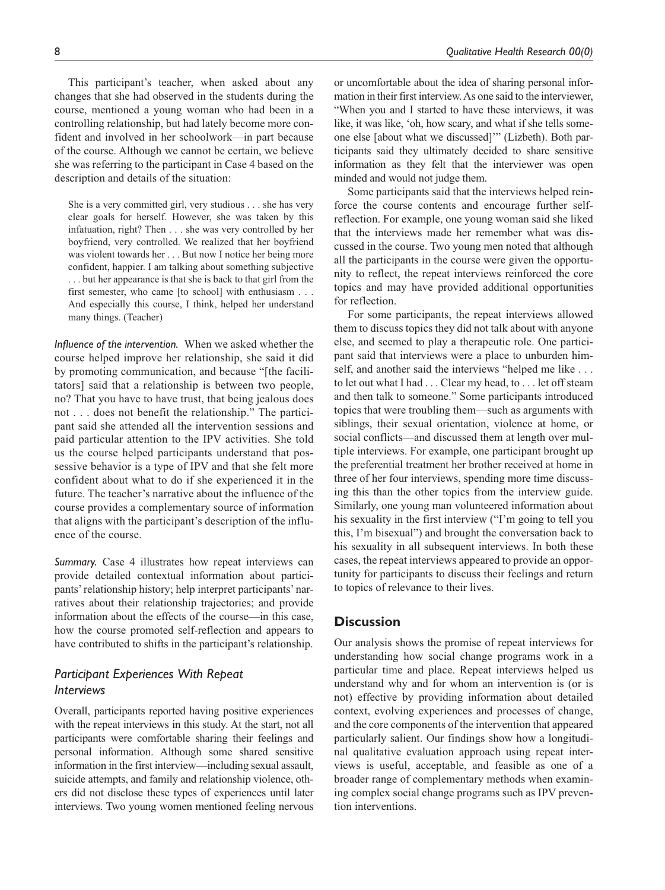This participant's teacher, when asked about any changes that she had observed in the students during the course, mentioned a young woman who had been in a controlling relationship, but had lately become more confident and involved in her schoolwork—in part because of the course. Although we cannot be certain, we believe she was referring to the participant in Case 4 based on the description and details of the situation:

> She is a very committed girl, very studious . . . she has very clear goals for herself. However, she was taken by this infatuation, right? Then . . . she was very controlled by her boyfriend, very controlled. We realized that her boyfriend was violent towards her . . . But now I notice her being more confident, happier. I am talking about something subjective . . . but her appearance is that she is back to that girl from the first semester, who came [to school] with enthusiasm . . . And especially this course, I think, helped her understand many things. (Teacher)

*Influence of the intervention.* When we asked whether the course helped improve her relationship, she said it did by promoting communication, and because "[the facilitators] said that a relationship is between two people, no? That you have to have trust, that being jealous does not . . . does not benefit the relationship." The participant said she attended all the intervention sessions and paid particular attention to the IPV activities. She told us the course helped participants understand that possessive behavior is a type of IPV and that she felt more confident about what to do if she experienced it in the future. The teacher's narrative about the influence of the course provides a complementary source of information that aligns with the participant's description of the influence of the course.

*Summary.* Case 4 illustrates how repeat interviews can provide detailed contextual information about participants' relationship history; help interpret participants' narratives about their relationship trajectories; and provide information about the effects of the course—in this case, how the course promoted self-reflection and appears to have contributed to shifts in the participant's relationship.

### *Participant Experiences With Repeat Interviews*

Overall, participants reported having positive experiences with the repeat interviews in this study. At the start, not all participants were comfortable sharing their feelings and personal information. Although some shared sensitive information in the first interview—including sexual assault, suicide attempts, and family and relationship violence, others did not disclose these types of experiences until later interviews. Two young women mentioned feeling nervous or uncomfortable about the idea of sharing personal information in their first interview. As one said to the interviewer, "When you and I started to have these interviews, it was like, it was like, 'oh, how scary, and what if she tells someone else [about what we discussed]'" (Lizbeth). Both participants said they ultimately decided to share sensitive information as they felt that the interviewer was open minded and would not judge them.

Some participants said that the interviews helped reinforce the course contents and encourage further self-reflection. For example, one young woman said she liked that the interviews made her remember what was discussed in the course. Two young men noted that although all the participants in the course were given the opportunity to reflect, the repeat interviews reinforced the core topics and may have provided additional opportunities for reflection.

For some participants, the repeat interviews allowed them to discuss topics they did not talk about with anyone else, and seemed to play a therapeutic role. One participant said that interviews were a place to unburden himself, and another said the interviews "helped me like . . . to let out what I had . . . Clear my head, to . . . let off steam and then talk to someone." Some participants introduced topics that were troubling them—such as arguments with siblings, their sexual orientation, violence at home, or social conflicts—and discussed them at length over multiple interviews. For example, one participant brought up the preferential treatment her brother received at home in three of her four interviews, spending more time discussing this than the other topics from the interview guide. Similarly, one young man volunteered information about his sexuality in the first interview ("I'm going to tell you this, I'm bisexual") and brought the conversation back to his sexuality in all subsequent interviews. In both these cases, the repeat interviews appeared to provide an opportunity for participants to discuss their feelings and return to topics of relevance to their lives.

## Discussion

Our analysis shows the promise of repeat interviews for understanding how social change programs work in a particular time and place. Repeat interviews helped us understand why and for whom an intervention is (or is not) effective by providing information about detailed context, evolving experiences and processes of change, and the core components of the intervention that appeared particularly salient. Our findings show how a longitudinal qualitative evaluation approach using repeat interviews is useful, acceptable, and feasible as one of a broader range of complementary methods when examining complex social change programs such as IPV prevention interventions.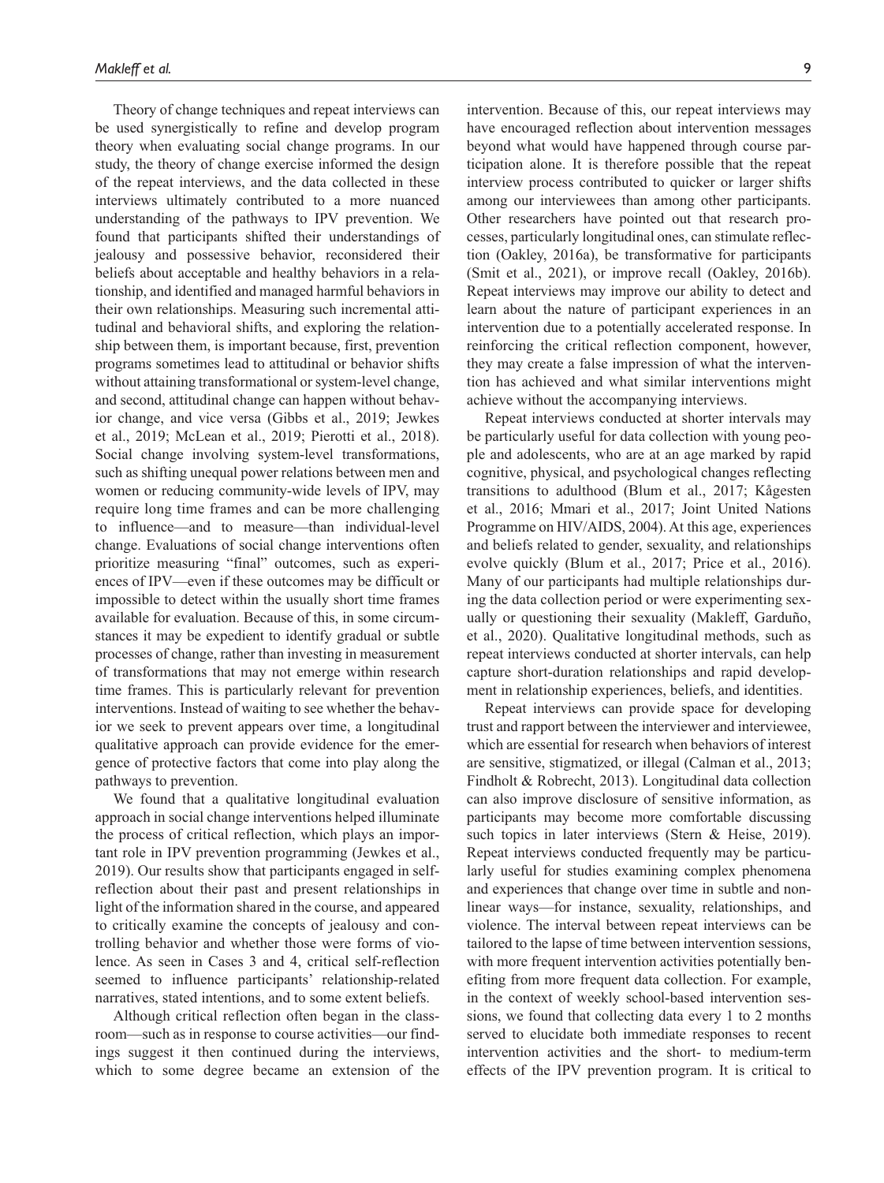Theory of change techniques and repeat interviews can be used synergistically to refine and develop program theory when evaluating social change programs. In our study, the theory of change exercise informed the design of the repeat interviews, and the data collected in these interviews ultimately contributed to a more nuanced understanding of the pathways to IPV prevention. We found that participants shifted their understandings of jealousy and possessive behavior, reconsidered their beliefs about acceptable and healthy behaviors in a relationship, and identified and managed harmful behaviors in their own relationships. Measuring such incremental attitudinal and behavioral shifts, and exploring the relationship between them, is important because, first, prevention programs sometimes lead to attitudinal or behavior shifts without attaining transformational or system-level change, and second, attitudinal change can happen without behavior change, and vice versa (Gibbs et al., 2019; Jewkes et al., 2019; McLean et al., 2019; Pierotti et al., 2018). Social change involving system-level transformations, such as shifting unequal power relations between men and women or reducing community-wide levels of IPV, may require long time frames and can be more challenging to influence—and to measure—than individual-level change. Evaluations of social change interventions often prioritize measuring "final" outcomes, such as experiences of IPV—even if these outcomes may be difficult or impossible to detect within the usually short time frames available for evaluation. Because of this, in some circumstances it may be expedient to identify gradual or subtle processes of change, rather than investing in measurement of transformations that may not emerge within research time frames. This is particularly relevant for prevention interventions. Instead of waiting to see whether the behavior we seek to prevent appears over time, a longitudinal qualitative approach can provide evidence for the emergence of protective factors that come into play along the pathways to prevention.

We found that a qualitative longitudinal evaluation approach in social change interventions helped illuminate the process of critical reflection, which plays an important role in IPV prevention programming (Jewkes et al., 2019). Our results show that participants engaged in self-reflection about their past and present relationships in light of the information shared in the course, and appeared to critically examine the concepts of jealousy and controlling behavior and whether those were forms of violence. As seen in Cases 3 and 4, critical self-reflection seemed to influence participants' relationship-related narratives, stated intentions, and to some extent beliefs.

Although critical reflection often began in the classroom—such as in response to course activities—our findings suggest it then continued during the interviews, which to some degree became an extension of the intervention. Because of this, our repeat interviews may have encouraged reflection about intervention messages beyond what would have happened through course participation alone. It is therefore possible that the repeat interview process contributed to quicker or larger shifts among our interviewees than among other participants. Other researchers have pointed out that research processes, particularly longitudinal ones, can stimulate reflection (Oakley, 2016a), be transformative for participants (Smit et al., 2021), or improve recall (Oakley, 2016b). Repeat interviews may improve our ability to detect and learn about the nature of participant experiences in an intervention due to a potentially accelerated response. In reinforcing the critical reflection component, however, they may create a false impression of what the intervention has achieved and what similar interventions might achieve without the accompanying interviews.

Repeat interviews conducted at shorter intervals may be particularly useful for data collection with young people and adolescents, who are at an age marked by rapid cognitive, physical, and psychological changes reflecting transitions to adulthood (Blum et al., 2017; Kågesten et al., 2016; Mmari et al., 2017; Joint United Nations Programme on HIV/AIDS, 2004). At this age, experiences and beliefs related to gender, sexuality, and relationships evolve quickly (Blum et al., 2017; Price et al., 2016). Many of our participants had multiple relationships during the data collection period or were experimenting sexually or questioning their sexuality (Makleff, Garduño, et al., 2020). Qualitative longitudinal methods, such as repeat interviews conducted at shorter intervals, can help capture short-duration relationships and rapid development in relationship experiences, beliefs, and identities.

Repeat interviews can provide space for developing trust and rapport between the interviewer and interviewee, which are essential for research when behaviors of interest are sensitive, stigmatized, or illegal (Calman et al., 2013; Findholt & Robrecht, 2013). Longitudinal data collection can also improve disclosure of sensitive information, as participants may become more comfortable discussing such topics in later interviews (Stern & Heise, 2019). Repeat interviews conducted frequently may be particularly useful for studies examining complex phenomena and experiences that change over time in subtle and nonlinear ways—for instance, sexuality, relationships, and violence. The interval between repeat interviews can be tailored to the lapse of time between intervention sessions, with more frequent intervention activities potentially benefiting from more frequent data collection. For example, in the context of weekly school-based intervention sessions, we found that collecting data every 1 to 2 months served to elucidate both immediate responses to recent intervention activities and the short- to medium-term effects of the IPV prevention program. It is critical to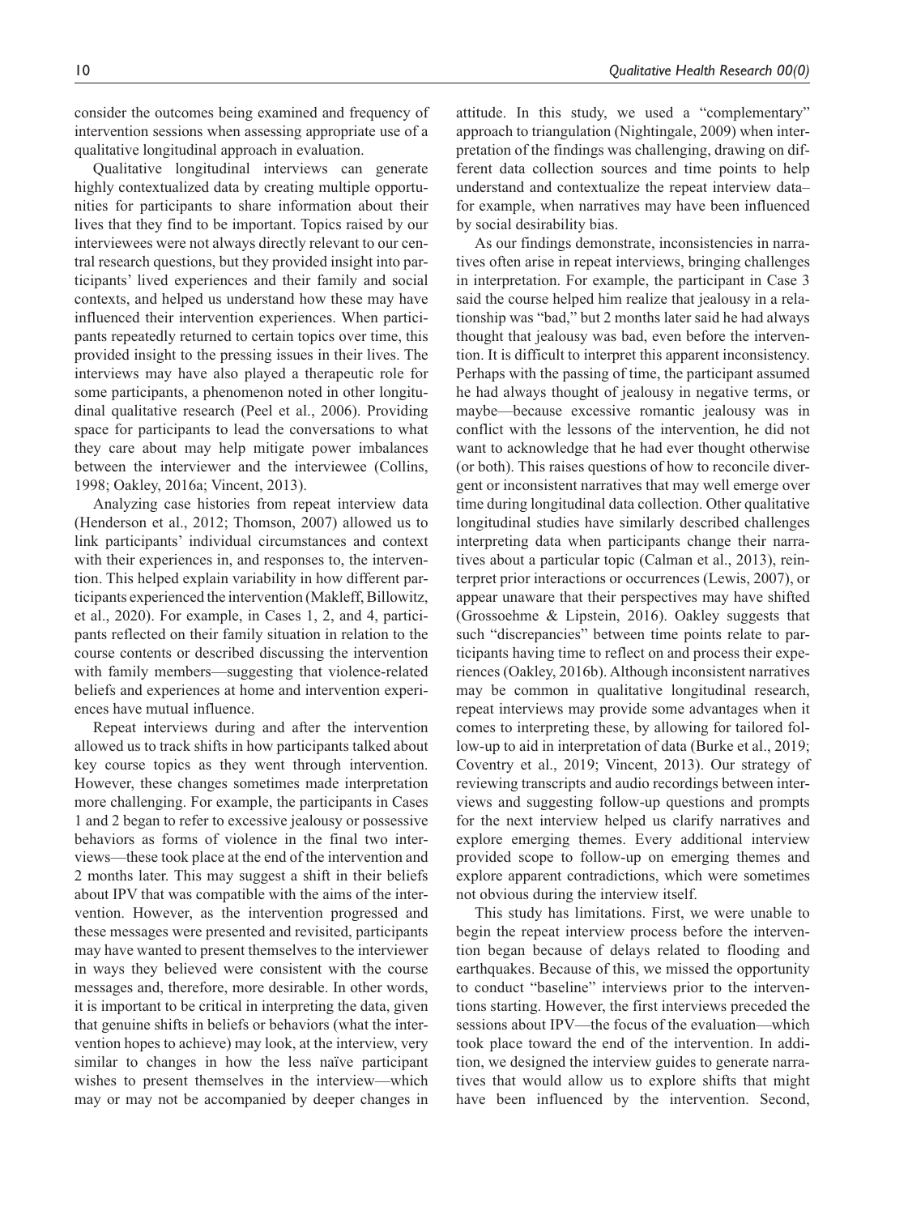consider the outcomes being examined and frequency of intervention sessions when assessing appropriate use of a qualitative longitudinal approach in evaluation.

Qualitative longitudinal interviews can generate highly contextualized data by creating multiple opportunities for participants to share information about their lives that they find to be important. Topics raised by our interviewees were not always directly relevant to our central research questions, but they provided insight into participants' lived experiences and their family and social contexts, and helped us understand how these may have influenced their intervention experiences. When participants repeatedly returned to certain topics over time, this provided insight to the pressing issues in their lives. The interviews may have also played a therapeutic role for some participants, a phenomenon noted in other longitudinal qualitative research (Peel et al., 2006). Providing space for participants to lead the conversations to what they care about may help mitigate power imbalances between the interviewer and the interviewee (Collins, 1998; Oakley, 2016a; Vincent, 2013).

Analyzing case histories from repeat interview data (Henderson et al., 2012; Thomson, 2007) allowed us to link participants' individual circumstances and context with their experiences in, and responses to, the intervention. This helped explain variability in how different participants experienced the intervention (Makleff, Billowitz, et al., 2020). For example, in Cases 1, 2, and 4, participants reflected on their family situation in relation to the course contents or described discussing the intervention with family members—suggesting that violence-related beliefs and experiences at home and intervention experiences have mutual influence.

Repeat interviews during and after the intervention allowed us to track shifts in how participants talked about key course topics as they went through intervention. However, these changes sometimes made interpretation more challenging. For example, the participants in Cases 1 and 2 began to refer to excessive jealousy or possessive behaviors as forms of violence in the final two interviews—these took place at the end of the intervention and 2 months later. This may suggest a shift in their beliefs about IPV that was compatible with the aims of the intervention. However, as the intervention progressed and these messages were presented and revisited, participants may have wanted to present themselves to the interviewer in ways they believed were consistent with the course messages and, therefore, more desirable. In other words, it is important to be critical in interpreting the data, given that genuine shifts in beliefs or behaviors (what the intervention hopes to achieve) may look, at the interview, very similar to changes in how the less naïve participant wishes to present themselves in the interview—which may or may not be accompanied by deeper changes in attitude. In this study, we used a "complementary" approach to triangulation (Nightingale, 2009) when interpretation of the findings was challenging, drawing on different data collection sources and time points to help understand and contextualize the repeat interview data–for example, when narratives may have been influenced by social desirability bias.

As our findings demonstrate, inconsistencies in narratives often arise in repeat interviews, bringing challenges in interpretation. For example, the participant in Case 3 said the course helped him realize that jealousy in a relationship was "bad," but 2 months later said he had always thought that jealousy was bad, even before the intervention. It is difficult to interpret this apparent inconsistency. Perhaps with the passing of time, the participant assumed he had always thought of jealousy in negative terms, or maybe—because excessive romantic jealousy was in conflict with the lessons of the intervention, he did not want to acknowledge that he had ever thought otherwise (or both). This raises questions of how to reconcile divergent or inconsistent narratives that may well emerge over time during longitudinal data collection. Other qualitative longitudinal studies have similarly described challenges interpreting data when participants change their narratives about a particular topic (Calman et al., 2013), reinterpret prior interactions or occurrences (Lewis, 2007), or appear unaware that their perspectives may have shifted (Grossoehme & Lipstein, 2016). Oakley suggests that such "discrepancies" between time points relate to participants having time to reflect on and process their experiences (Oakley, 2016b). Although inconsistent narratives may be common in qualitative longitudinal research, repeat interviews may provide some advantages when it comes to interpreting these, by allowing for tailored follow-up to aid in interpretation of data (Burke et al., 2019; Coventry et al., 2019; Vincent, 2013). Our strategy of reviewing transcripts and audio recordings between interviews and suggesting follow-up questions and prompts for the next interview helped us clarify narratives and explore emerging themes. Every additional interview provided scope to follow-up on emerging themes and explore apparent contradictions, which were sometimes not obvious during the interview itself.

This study has limitations. First, we were unable to begin the repeat interview process before the intervention began because of delays related to flooding and earthquakes. Because of this, we missed the opportunity to conduct "baseline" interviews prior to the interventions starting. However, the first interviews preceded the sessions about IPV—the focus of the evaluation—which took place toward the end of the intervention. In addition, we designed the interview guides to generate narratives that would allow us to explore shifts that might have been influenced by the intervention. Second,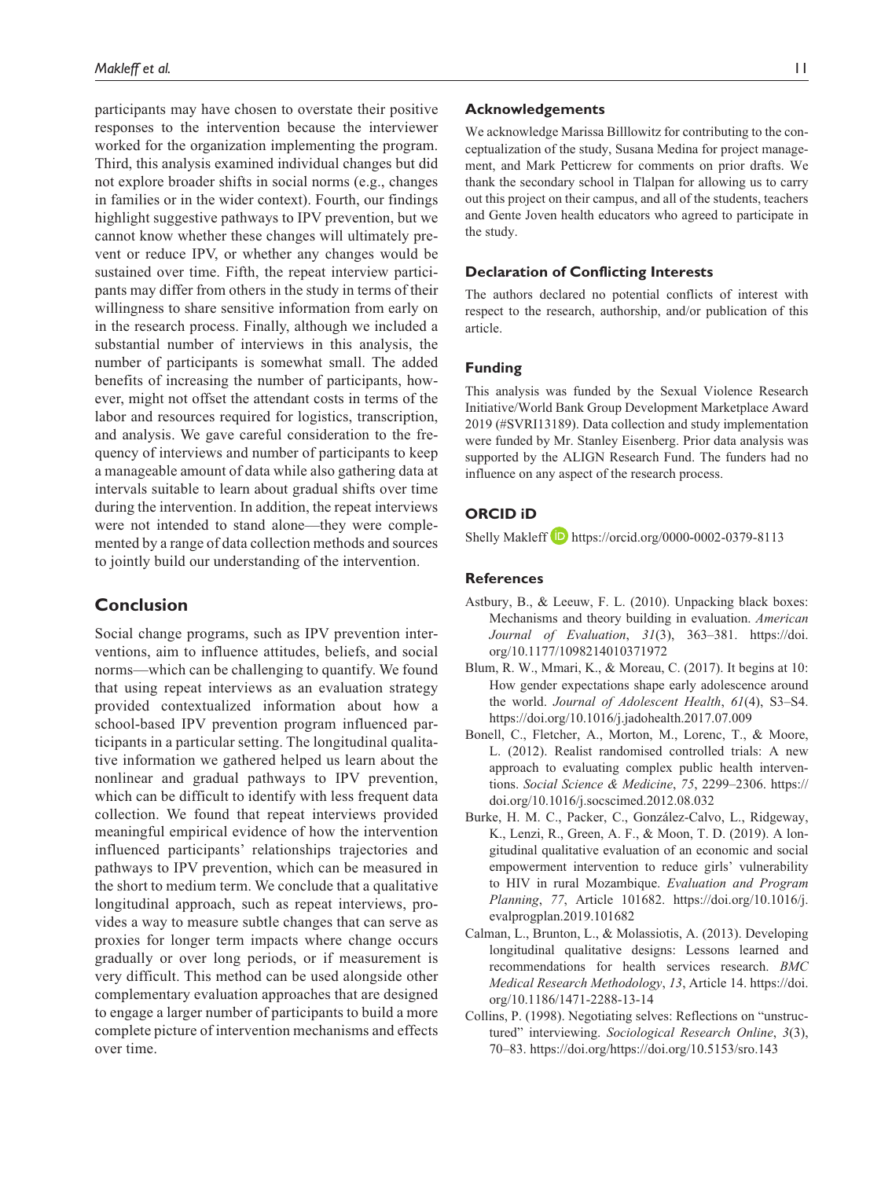participants may have chosen to overstate their positive responses to the intervention because the interviewer worked for the organization implementing the program. Third, this analysis examined individual changes but did not explore broader shifts in social norms (e.g., changes in families or in the wider context). Fourth, our findings highlight suggestive pathways to IPV prevention, but we cannot know whether these changes will ultimately prevent or reduce IPV, or whether any changes would be sustained over time. Fifth, the repeat interview participants may differ from others in the study in terms of their willingness to share sensitive information from early on in the research process. Finally, although we included a substantial number of interviews in this analysis, the number of participants is somewhat small. The added benefits of increasing the number of participants, however, might not offset the attendant costs in terms of the labor and resources required for logistics, transcription, and analysis. We gave careful consideration to the frequency of interviews and number of participants to keep a manageable amount of data while also gathering data at intervals suitable to learn about gradual shifts over time during the intervention. In addition, the repeat interviews were not intended to stand alone—they were complemented by a range of data collection methods and sources to jointly build our understanding of the intervention.

## Conclusion

Social change programs, such as IPV prevention interventions, aim to influence attitudes, beliefs, and social norms—which can be challenging to quantify. We found that using repeat interviews as an evaluation strategy provided contextualized information about how a school-based IPV prevention program influenced participants in a particular setting. The longitudinal qualitative information we gathered helped us learn about the nonlinear and gradual pathways to IPV prevention, which can be difficult to identify with less frequent data collection. We found that repeat interviews provided meaningful empirical evidence of how the intervention influenced participants' relationships trajectories and pathways to IPV prevention, which can be measured in the short to medium term. We conclude that a qualitative longitudinal approach, such as repeat interviews, provides a way to measure subtle changes that can serve as proxies for longer term impacts where change occurs gradually or over long periods, or if measurement is very difficult. This method can be used alongside other complementary evaluation approaches that are designed to engage a larger number of participants to build a more complete picture of intervention mechanisms and effects over time.

### Acknowledgements

We acknowledge Marissa Billlowitz for contributing to the conceptualization of the study, Susana Medina for project management, and Mark Petticrew for comments on prior drafts. We thank the secondary school in Tlalpan for allowing us to carry out this project on their campus, and all of the students, teachers and Gente Joven health educators who agreed to participate in the study.

### Declaration of Conflicting Interests

The authors declared no potential conflicts of interest with respect to the research, authorship, and/or publication of this article.

### Funding

This analysis was funded by the Sexual Violence Research Initiative/World Bank Group Development Marketplace Award 2019 (#SVRI13189). Data collection and study implementation were funded by Mr. Stanley Eisenberg. Prior data analysis was supported by the ALIGN Research Fund. The funders had no influence on any aspect of the research process.

### ORCID iD

Shelly Makleff https://orcid.org/0000-0002-0379-8113

### References

Astbury, B., & Leeuw, F. L. (2010). Unpacking black boxes: Mechanisms and theory building in evaluation. *American Journal of Evaluation*, *31*(3), 363–381. https://doi.org/10.1177/1098214010371972

Blum, R. W., Mmari, K., & Moreau, C. (2017). It begins at 10: How gender expectations shape early adolescence around the world. *Journal of Adolescent Health*, *61*(4), S3–S4. https://doi.org/10.1016/j.jadohealth.2017.07.009

Bonell, C., Fletcher, A., Morton, M., Lorenc, T., & Moore, L. (2012). Realist randomised controlled trials: A new approach to evaluating complex public health interventions. *Social Science & Medicine*, *75*, 2299–2306. https://doi.org/10.1016/j.socscimed.2012.08.032

Burke, H. M. C., Packer, C., González-Calvo, L., Ridgeway, K., Lenzi, R., Green, A. F., & Moon, T. D. (2019). A longitudinal qualitative evaluation of an economic and social empowerment intervention to reduce girls' vulnerability to HIV in rural Mozambique. *Evaluation and Program Planning*, *77*, Article 101682. https://doi.org/10.1016/j.evalprogplan.2019.101682

Calman, L., Brunton, L., & Molassiotis, A. (2013). Developing longitudinal qualitative designs: Lessons learned and recommendations for health services research. *BMC Medical Research Methodology*, *13*, Article 14. https://doi.org/10.1186/1471-2288-13-14

Collins, P. (1998). Negotiating selves: Reflections on "unstructured" interviewing. *Sociological Research Online*, *3*(3), 70–83. https://doi.org/https://doi.org/10.5153/sro.143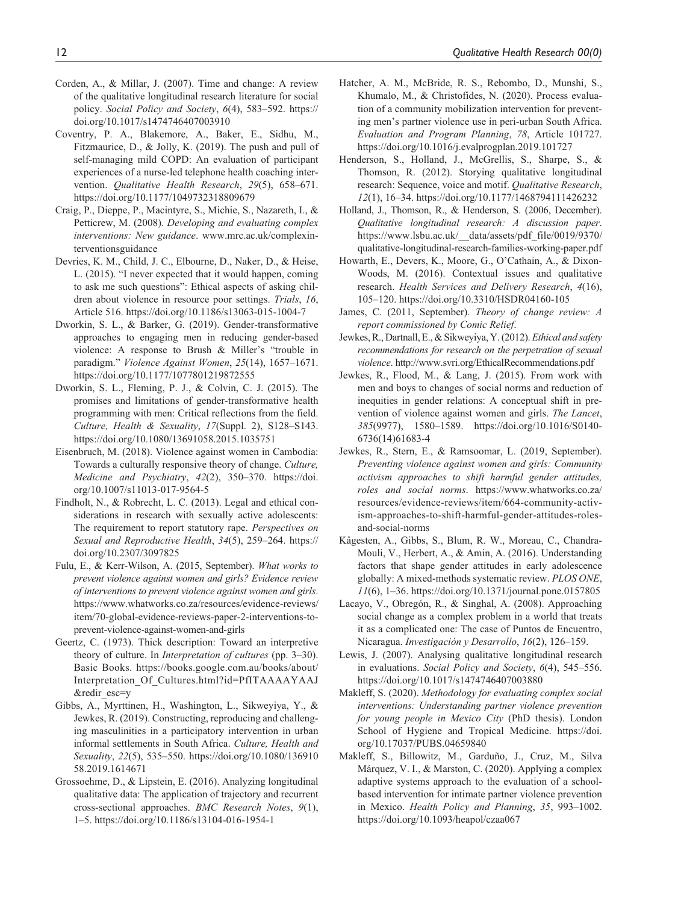Corden, A., & Millar, J. (2007). Time and change: A review of the qualitative longitudinal research literature for social policy. *Social Policy and Society*, *6*(4), 583–592. https://doi.org/10.1017/s1474746407003910

Coventry, P. A., Blakemore, A., Baker, E., Sidhu, M., Fitzmaurice, D., & Jolly, K. (2019). The push and pull of self-managing mild COPD: An evaluation of participant experiences of a nurse-led telephone health coaching intervention. *Qualitative Health Research*, *29*(5), 658–671. https://doi.org/10.1177/1049732318809679

Craig, P., Dieppe, P., Macintyre, S., Michie, S., Nazareth, I., & Petticrew, M. (2008). *Developing and evaluating complex interventions: New guidance*. www.mrc.ac.uk/complexinterventionsguidance

Devries, K. M., Child, J. C., Elbourne, D., Naker, D., & Heise, L. (2015). "I never expected that it would happen, coming to ask me such questions": Ethical aspects of asking children about violence in resource poor settings. *Trials*, *16*, Article 516. https://doi.org/10.1186/s13063-015-1004-7

Dworkin, S. L., & Barker, G. (2019). Gender-transformative approaches to engaging men in reducing gender-based violence: A response to Brush & Miller's "trouble in paradigm." *Violence Against Women*, *25*(14), 1657–1671. https://doi.org/10.1177/1077801219872555

Dworkin, S. L., Fleming, P. J., & Colvin, C. J. (2015). The promises and limitations of gender-transformative health programming with men: Critical reflections from the field. *Culture, Health & Sexuality*, *17*(Suppl. 2), S128–S143. https://doi.org/10.1080/13691058.2015.1035751

Eisenbruch, M. (2018). Violence against women in Cambodia: Towards a culturally responsive theory of change. *Culture, Medicine and Psychiatry*, *42*(2), 350–370. https://doi.org/10.1007/s11013-017-9564-5

Findholt, N., & Robrecht, L. C. (2013). Legal and ethical considerations in research with sexually active adolescents: The requirement to report statutory rape. *Perspectives on Sexual and Reproductive Health*, *34*(5), 259–264. https://doi.org/10.2307/3097825

Fulu, E., & Kerr-Wilson, A. (2015, September). *What works to prevent violence against women and girls? Evidence review of interventions to prevent violence against women and girls*. https://www.whatworks.co.za/resources/evidence-reviews/item/70-global-evidence-reviews-paper-2-interventions-to-prevent-violence-against-women-and-girls

Geertz, C. (1973). Thick description: Toward an interpretive theory of culture. In *Interpretation of cultures* (pp. 3–30). Basic Books. https://books.google.com.au/books/about/Interpretation_Of_Cultures.html?id=PfITAAAAYAAJ&redir_esc=y

Gibbs, A., Myrttinen, H., Washington, L., Sikweyiya, Y., & Jewkes, R. (2019). Constructing, reproducing and challenging masculinities in a participatory intervention in urban informal settlements in South Africa. *Culture, Health and Sexuality*, *22*(5), 535–550. https://doi.org/10.1080/13691058.2019.1614671

Grossoehme, D., & Lipstein, E. (2016). Analyzing longitudinal qualitative data: The application of trajectory and recurrent cross-sectional approaches. *BMC Research Notes*, *9*(1), 1–5. https://doi.org/10.1186/s13104-016-1954-1

Hatcher, A. M., McBride, R. S., Rebombo, D., Munshi, S., Khumalo, M., & Christofides, N. (2020). Process evaluation of a community mobilization intervention for preventing men's partner violence use in peri-urban South Africa. *Evaluation and Program Planning*, *78*, Article 101727. https://doi.org/10.1016/j.evalprogplan.2019.101727

Henderson, S., Holland, J., McGrellis, S., Sharpe, S., & Thomson, R. (2012). Storying qualitative longitudinal research: Sequence, voice and motif. *Qualitative Research*, *12*(1), 16–34. https://doi.org/10.1177/1468794111426232

Holland, J., Thomson, R., & Henderson, S. (2006, December). *Qualitative longitudinal research: A discussion paper*. https://www.lsbu.ac.uk/__data/assets/pdf_file/0019/9370/qualitative-longitudinal-research-families-working-paper.pdf

Howarth, E., Devers, K., Moore, G., O'Cathain, A., & Dixon-Woods, M. (2016). Contextual issues and qualitative research. *Health Services and Delivery Research*, *4*(16), 105–120. https://doi.org/10.3310/HSDR04160-105

James, C. (2011, September). *Theory of change review: A report commissioned by Comic Relief*.

Jewkes, R., Dartnall, E., & Sikweyiya, Y. (2012). *Ethical and safety recommendations for research on the perpetration of sexual violence*. http://www.svri.org/EthicalRecommendations.pdf

Jewkes, R., Flood, M., & Lang, J. (2015). From work with men and boys to changes of social norms and reduction of inequities in gender relations: A conceptual shift in prevention of violence against women and girls. *The Lancet*, *385*(9977), 1580–1589. https://doi.org/10.1016/S0140-6736(14)61683-4

Jewkes, R., Stern, E., & Ramsoomar, L. (2019, September). *Preventing violence against women and girls: Community activism approaches to shift harmful gender attitudes, roles and social norms*. https://www.whatworks.co.za/resources/evidence-reviews/item/664-community-activism-approaches-to-shift-harmful-gender-attitudes-roles-and-social-norms

Kågesten, A., Gibbs, S., Blum, R. W., Moreau, C., Chandra-Mouli, V., Herbert, A., & Amin, A. (2016). Understanding factors that shape gender attitudes in early adolescence globally: A mixed-methods systematic review. *PLOS ONE*, *11*(6), 1–36. https://doi.org/10.1371/journal.pone.0157805

Lacayo, V., Obregón, R., & Singhal, A. (2008). Approaching social change as a complex problem in a world that treats it as a complicated one: The case of Puntos de Encuentro, Nicaragua. *Investigación y Desarrollo*, *16*(2), 126–159.

Lewis, J. (2007). Analysing qualitative longitudinal research in evaluations. *Social Policy and Society*, *6*(4), 545–556. https://doi.org/10.1017/s1474746407003880

Makleff, S. (2020). *Methodology for evaluating complex social interventions: Understanding partner violence prevention for young people in Mexico City* (PhD thesis). London School of Hygiene and Tropical Medicine. https://doi.org/10.17037/PUBS.04659840

Makleff, S., Billowitz, M., Garduño, J., Cruz, M., Silva Márquez, V. I., & Marston, C. (2020). Applying a complex adaptive systems approach to the evaluation of a school-based intervention for intimate partner violence prevention in Mexico. *Health Policy and Planning*, *35*, 993–1002. https://doi.org/10.1093/heapol/czaa067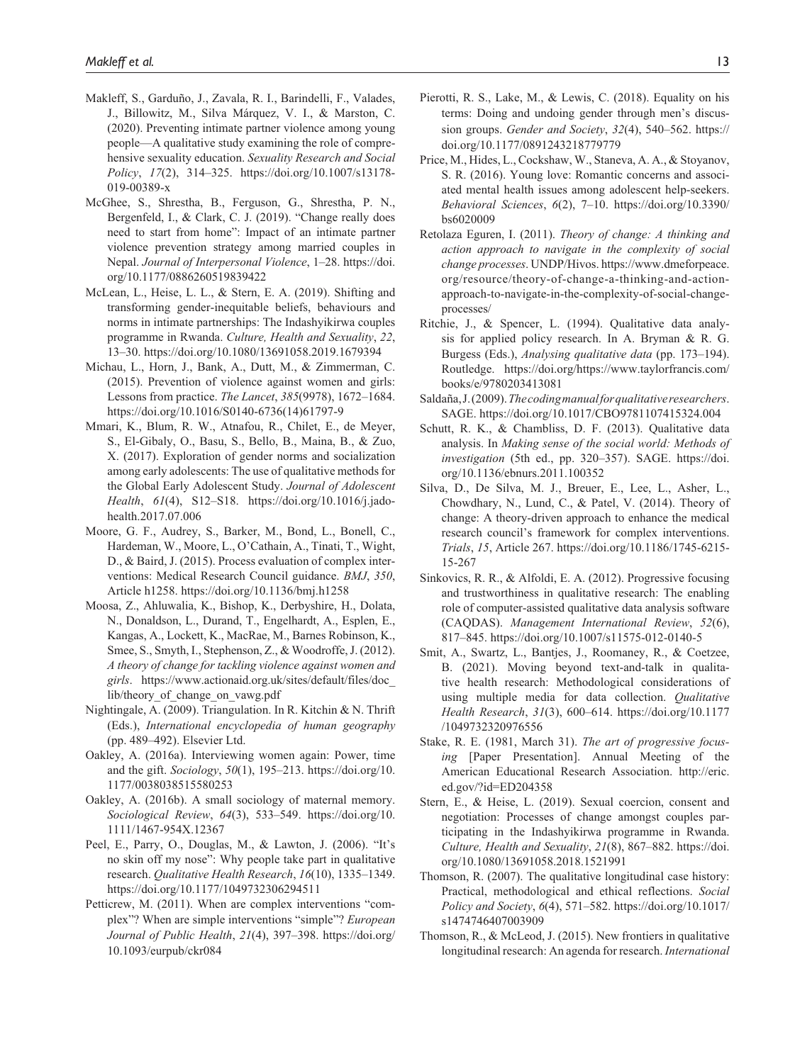Makleff, S., Garduño, J., Zavala, R. I., Barindelli, F., Valades, J., Billowitz, M., Silva Márquez, V. I., & Marston, C. (2020). Preventing intimate partner violence among young people—A qualitative study examining the role of comprehensive sexuality education. *Sexuality Research and Social Policy*, *17*(2), 314–325. https://doi.org/10.1007/s13178-019-00389-x

McGhee, S., Shrestha, B., Ferguson, G., Shrestha, P. N., Bergenfeld, I., & Clark, C. J. (2019). "Change really does need to start from home": Impact of an intimate partner violence prevention strategy among married couples in Nepal. *Journal of Interpersonal Violence*, 1–28. https://doi.org/10.1177/0886260519839422

McLean, L., Heise, L. L., & Stern, E. A. (2019). Shifting and transforming gender-inequitable beliefs, behaviours and norms in intimate partnerships: The Indashyikirwa couples programme in Rwanda. *Culture, Health and Sexuality*, *22*, 13–30. https://doi.org/10.1080/13691058.2019.1679394

Michau, L., Horn, J., Bank, A., Dutt, M., & Zimmerman, C. (2015). Prevention of violence against women and girls: Lessons from practice. *The Lancet*, *385*(9978), 1672–1684. https://doi.org/10.1016/S0140-6736(14)61797-9

Mmari, K., Blum, R. W., Atnafou, R., Chilet, E., de Meyer, S., El-Gibaly, O., Basu, S., Bello, B., Maina, B., & Zuo, X. (2017). Exploration of gender norms and socialization among early adolescents: The use of qualitative methods for the Global Early Adolescent Study. *Journal of Adolescent Health*, *61*(4), S12–S18. https://doi.org/10.1016/j.jadohealth.2017.07.006

Moore, G. F., Audrey, S., Barker, M., Bond, L., Bonell, C., Hardeman, W., Moore, L., O'Cathain, A., Tinati, T., Wight, D., & Baird, J. (2015). Process evaluation of complex interventions: Medical Research Council guidance. *BMJ*, *350*, Article h1258. https://doi.org/10.1136/bmj.h1258

Moosa, Z., Ahluwalia, K., Bishop, K., Derbyshire, H., Dolata, N., Donaldson, L., Durand, T., Engelhardt, A., Esplen, E., Kangas, A., Lockett, K., MacRae, M., Barnes Robinson, K., Smee, S., Smyth, I., Stephenson, Z., & Woodroffe, J. (2012). *A theory of change for tackling violence against women and girls*. https://www.actionaid.org.uk/sites/default/files/doc_lib/theory_of_change_on_vawg.pdf

Nightingale, A. (2009). Triangulation. In R. Kitchin & N. Thrift (Eds.), *International encyclopedia of human geography* (pp. 489–492). Elsevier Ltd.

Oakley, A. (2016a). Interviewing women again: Power, time and the gift. *Sociology*, *50*(1), 195–213. https://doi.org/10.1177/0038038515580253

Oakley, A. (2016b). A small sociology of maternal memory. *Sociological Review*, *64*(3), 533–549. https://doi.org/10.1111/1467-954X.12367

Peel, E., Parry, O., Douglas, M., & Lawton, J. (2006). "It's no skin off my nose": Why people take part in qualitative research. *Qualitative Health Research*, *16*(10), 1335–1349. https://doi.org/10.1177/1049732306294511

Petticrew, M. (2011). When are complex interventions "complex"? When are simple interventions "simple"? *European Journal of Public Health*, *21*(4), 397–398. https://doi.org/10.1093/eurpub/ckr084

Pierotti, R. S., Lake, M., & Lewis, C. (2018). Equality on his terms: Doing and undoing gender through men's discussion groups. *Gender and Society*, *32*(4), 540–562. https://doi.org/10.1177/0891243218779779

Price, M., Hides, L., Cockshaw, W., Staneva, A. A., & Stoyanov, S. R. (2016). Young love: Romantic concerns and associated mental health issues among adolescent help-seekers. *Behavioral Sciences*, *6*(2), 7–10. https://doi.org/10.3390/bs6020009

Retolaza Eguren, I. (2011). *Theory of change: A thinking and action approach to navigate in the complexity of social change processes*. UNDP/Hivos. https://www.dmeforpeace.org/resource/theory-of-change-a-thinking-and-action-approach-to-navigate-in-the-complexity-of-social-change-processes/

Ritchie, J., & Spencer, L. (1994). Qualitative data analysis for applied policy research. In A. Bryman & R. G. Burgess (Eds.), *Analysing qualitative data* (pp. 173–194). Routledge. https://doi.org/https://www.taylorfrancis.com/books/e/9780203413081

Saldaña, J. (2009). *The coding manual for qualitative researchers*. SAGE. https://doi.org/10.1017/CBO9781107415324.004

Schutt, R. K., & Chambliss, D. F. (2013). Qualitative data analysis. In *Making sense of the social world: Methods of investigation* (5th ed., pp. 320–357). SAGE. https://doi.org/10.1136/ebnurs.2011.100352

Silva, D., De Silva, M. J., Breuer, E., Lee, L., Asher, L., Chowdhary, N., Lund, C., & Patel, V. (2014). Theory of change: A theory-driven approach to enhance the medical research council's framework for complex interventions. *Trials*, *15*, Article 267. https://doi.org/10.1186/1745-6215-15-267

Sinkovics, R. R., & Alfoldi, E. A. (2012). Progressive focusing and trustworthiness in qualitative research: The enabling role of computer-assisted qualitative data analysis software (CAQDAS). *Management International Review*, *52*(6), 817–845. https://doi.org/10.1007/s11575-012-0140-5

Smit, A., Swartz, L., Bantjes, J., Roomaney, R., & Coetzee, B. (2021). Moving beyond text-and-talk in qualitative health research: Methodological considerations of using multiple media for data collection. *Qualitative Health Research*, *31*(3), 600–614. https://doi.org/10.1177/1049732320976556

Stake, R. E. (1981, March 31). *The art of progressive focusing* [Paper Presentation]. Annual Meeting of the American Educational Research Association. http://eric.ed.gov/?id=ED204358

Stern, E., & Heise, L. (2019). Sexual coercion, consent and negotiation: Processes of change amongst couples participating in the Indashyikirwa programme in Rwanda. *Culture, Health and Sexuality*, *21*(8), 867–882. https://doi.org/10.1080/13691058.2018.1521991

Thomson, R. (2007). The qualitative longitudinal case history: Practical, methodological and ethical reflections. *Social Policy and Society*, *6*(4), 571–582. https://doi.org/10.1017/s1474746407003909

Thomson, R., & McLeod, J. (2015). New frontiers in qualitative longitudinal research: An agenda for research. *International*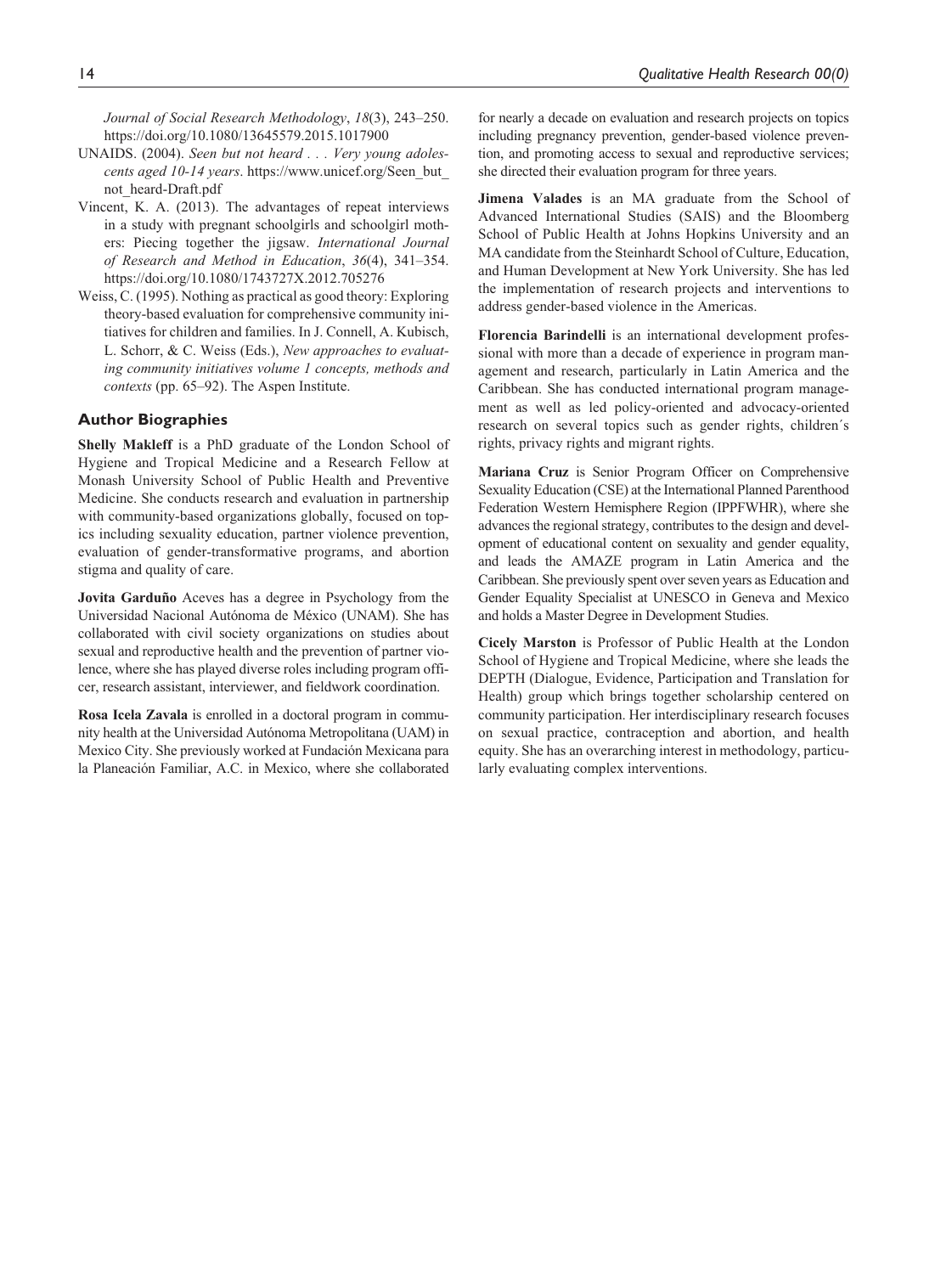*Journal of Social Research Methodology*, *18*(3), 243–250. https://doi.org/10.1080/13645579.2015.1017900

UNAIDS. (2004). *Seen but not heard . . . Very young adolescents aged 10-14 years*. https://www.unicef.org/Seen_but_not_heard-Draft.pdf

Vincent, K. A. (2013). The advantages of repeat interviews in a study with pregnant schoolgirls and schoolgirl mothers: Piecing together the jigsaw. *International Journal of Research and Method in Education*, *36*(4), 341–354. https://doi.org/10.1080/1743727X.2012.705276

Weiss, C. (1995). Nothing as practical as good theory: Exploring theory-based evaluation for comprehensive community initiatives for children and families. In J. Connell, A. Kubisch, L. Schorr, & C. Weiss (Eds.), *New approaches to evaluating community initiatives volume 1 concepts, methods and contexts* (pp. 65–92). The Aspen Institute.

## Author Biographies

**Shelly Makleff** is a PhD graduate of the London School of Hygiene and Tropical Medicine and a Research Fellow at Monash University School of Public Health and Preventive Medicine. She conducts research and evaluation in partnership with community-based organizations globally, focused on topics including sexuality education, partner violence prevention, evaluation of gender-transformative programs, and abortion stigma and quality of care.

**Jovita Garduño** Aceves has a degree in Psychology from the Universidad Nacional Autónoma de México (UNAM). She has collaborated with civil society organizations on studies about sexual and reproductive health and the prevention of partner violence, where she has played diverse roles including program officer, research assistant, interviewer, and fieldwork coordination.

**Rosa Icela Zavala** is enrolled in a doctoral program in community health at the Universidad Autónoma Metropolitana (UAM) in Mexico City. She previously worked at Fundación Mexicana para la Planeación Familiar, A.C. in Mexico, where she collaborated for nearly a decade on evaluation and research projects on topics including pregnancy prevention, gender-based violence prevention, and promoting access to sexual and reproductive services; she directed their evaluation program for three years.

**Jimena Valades** is an MA graduate from the School of Advanced International Studies (SAIS) and the Bloomberg School of Public Health at Johns Hopkins University and an MA candidate from the Steinhardt School of Culture, Education, and Human Development at New York University. She has led the implementation of research projects and interventions to address gender-based violence in the Americas.

**Florencia Barindelli** is an international development professional with more than a decade of experience in program management and research, particularly in Latin America and the Caribbean. She has conducted international program management as well as led policy-oriented and advocacy-oriented research on several topics such as gender rights, children´s rights, privacy rights and migrant rights.

**Mariana Cruz** is Senior Program Officer on Comprehensive Sexuality Education (CSE) at the International Planned Parenthood Federation Western Hemisphere Region (IPPFWHR), where she advances the regional strategy, contributes to the design and development of educational content on sexuality and gender equality, and leads the AMAZE program in Latin America and the Caribbean. She previously spent over seven years as Education and Gender Equality Specialist at UNESCO in Geneva and Mexico and holds a Master Degree in Development Studies.

**Cicely Marston** is Professor of Public Health at the London School of Hygiene and Tropical Medicine, where she leads the DEPTH (Dialogue, Evidence, Participation and Translation for Health) group which brings together scholarship centered on community participation. Her interdisciplinary research focuses on sexual practice, contraception and abortion, and health equity. She has an overarching interest in methodology, particularly evaluating complex interventions.